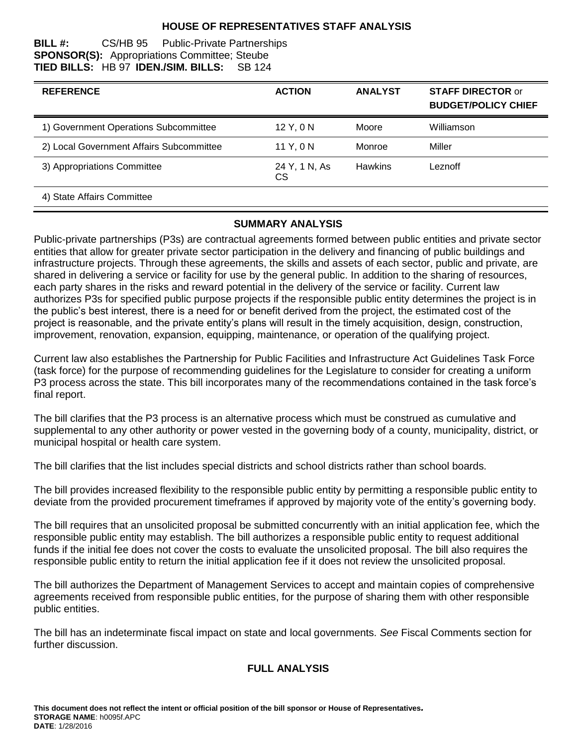# HOUSE OF REPRESENTATIVES STAFF ANALYSIS

**BILL #:** CS/HB 95 Public-Private Partnerships
**SPONSOR(S):** Appropriations Committee; Steube
**TIED BILLS:** HB 97 **IDEN./SIM. BILLS:** SB 124

| REFERENCE | ACTION | ANALYST | STAFF DIRECTOR or BUDGET/POLICY CHIEF |
|---|---|---|---|
| 1) Government Operations Subcommittee | 12 Y, 0 N | Moore | Williamson |
| 2) Local Government Affairs Subcommittee | 11 Y, 0 N | Monroe | Miller |
| 3) Appropriations Committee | 24 Y, 1 N, As CS | Hawkins | Leznoff |
| 4) State Affairs Committee | | | |

## SUMMARY ANALYSIS

Public-private partnerships (P3s) are contractual agreements formed between public entities and private sector entities that allow for greater private sector participation in the delivery and financing of public buildings and infrastructure projects. Through these agreements, the skills and assets of each sector, public and private, are shared in delivering a service or facility for use by the general public. In addition to the sharing of resources, each party shares in the risks and reward potential in the delivery of the service or facility. Current law authorizes P3s for specified public purpose projects if the responsible public entity determines the project is in the public's best interest, there is a need for or benefit derived from the project, the estimated cost of the project is reasonable, and the private entity's plans will result in the timely acquisition, design, construction, improvement, renovation, expansion, equipping, maintenance, or operation of the qualifying project.

Current law also establishes the Partnership for Public Facilities and Infrastructure Act Guidelines Task Force (task force) for the purpose of recommending guidelines for the Legislature to consider for creating a uniform P3 process across the state. This bill incorporates many of the recommendations contained in the task force's final report.

The bill clarifies that the P3 process is an alternative process which must be construed as cumulative and supplemental to any other authority or power vested in the governing body of a county, municipality, district, or municipal hospital or health care system.

The bill clarifies that the list includes special districts and school districts rather than school boards.

The bill provides increased flexibility to the responsible public entity by permitting a responsible public entity to deviate from the provided procurement timeframes if approved by majority vote of the entity's governing body.

The bill requires that an unsolicited proposal be submitted concurrently with an initial application fee, which the responsible public entity may establish. The bill authorizes a responsible public entity to request additional funds if the initial fee does not cover the costs to evaluate the unsolicited proposal. The bill also requires the responsible public entity to return the initial application fee if it does not review the unsolicited proposal.

The bill authorizes the Department of Management Services to accept and maintain copies of comprehensive agreements received from responsible public entities, for the purpose of sharing them with other responsible public entities.

The bill has an indeterminate fiscal impact on state and local governments. *See* Fiscal Comments section for further discussion.

## FULL ANALYSIS

**This document does not reflect the intent or official position of the bill sponsor or House of Representatives.**
**STORAGE NAME**: h0095f.APC
**DATE**: 1/28/2016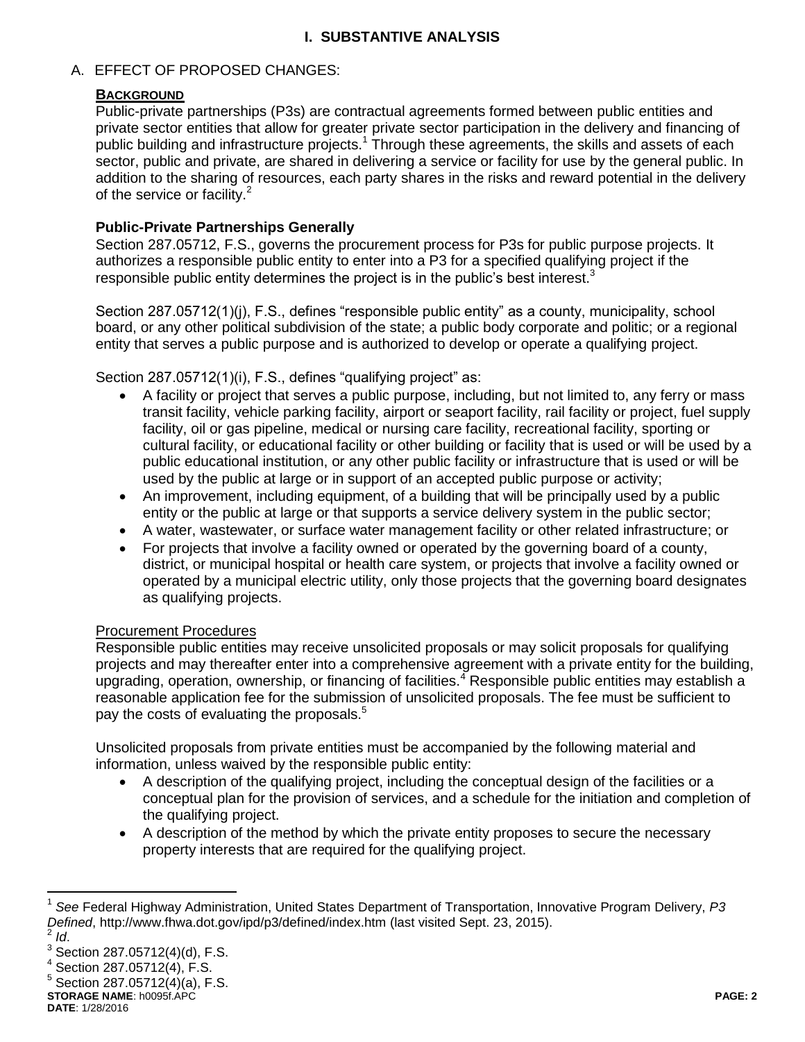# I. SUBSTANTIVE ANALYSIS

## A. EFFECT OF PROPOSED CHANGES:

**BACKGROUND**

Public-private partnerships (P3s) are contractual agreements formed between public entities and private sector entities that allow for greater private sector participation in the delivery and financing of public building and infrastructure projects.[1] Through these agreements, the skills and assets of each sector, public and private, are shared in delivering a service or facility for use by the general public. In addition to the sharing of resources, each party shares in the risks and reward potential in the delivery of the service or facility.[2]

**Public-Private Partnerships Generally**

Section 287.05712, F.S., governs the procurement process for P3s for public purpose projects. It authorizes a responsible public entity to enter into a P3 for a specified qualifying project if the responsible public entity determines the project is in the public's best interest.[3]

Section 287.05712(1)(j), F.S., defines "responsible public entity" as a county, municipality, school board, or any other political subdivision of the state; a public body corporate and politic; or a regional entity that serves a public purpose and is authorized to develop or operate a qualifying project.

Section 287.05712(1)(i), F.S., defines "qualifying project" as:

- A facility or project that serves a public purpose, including, but not limited to, any ferry or mass transit facility, vehicle parking facility, airport or seaport facility, rail facility or project, fuel supply facility, oil or gas pipeline, medical or nursing care facility, recreational facility, sporting or cultural facility, or educational facility or other building or facility that is used or will be used by a public educational institution, or any other public facility or infrastructure that is used or will be used by the public at large or in support of an accepted public purpose or activity;
- An improvement, including equipment, of a building that will be principally used by a public entity or the public at large or that supports a service delivery system in the public sector;
- A water, wastewater, or surface water management facility or other related infrastructure; or
- For projects that involve a facility owned or operated by the governing board of a county, district, or municipal hospital or health care system, or projects that involve a facility owned or operated by a municipal electric utility, only those projects that the governing board designates as qualifying projects.

<u>Procurement Procedures</u>

Responsible public entities may receive unsolicited proposals or may solicit proposals for qualifying projects and may thereafter enter into a comprehensive agreement with a private entity for the building, upgrading, operation, ownership, or financing of facilities.[4] Responsible public entities may establish a reasonable application fee for the submission of unsolicited proposals. The fee must be sufficient to pay the costs of evaluating the proposals.[5]

Unsolicited proposals from private entities must be accompanied by the following material and information, unless waived by the responsible public entity:

- A description of the qualifying project, including the conceptual design of the facilities or a conceptual plan for the provision of services, and a schedule for the initiation and completion of the qualifying project.
- A description of the method by which the private entity proposes to secure the necessary property interests that are required for the qualifying project.

---

[1] *See* Federal Highway Administration, United States Department of Transportation, Innovative Program Delivery, *P3 Defined*, http://www.fhwa.dot.gov/ipd/p3/defined/index.htm (last visited Sept. 23, 2015).

[2] *Id*.

[3] Section 287.05712(4)(d), F.S.

[4] Section 287.05712(4), F.S.

[5] Section 287.05712(4)(a), F.S.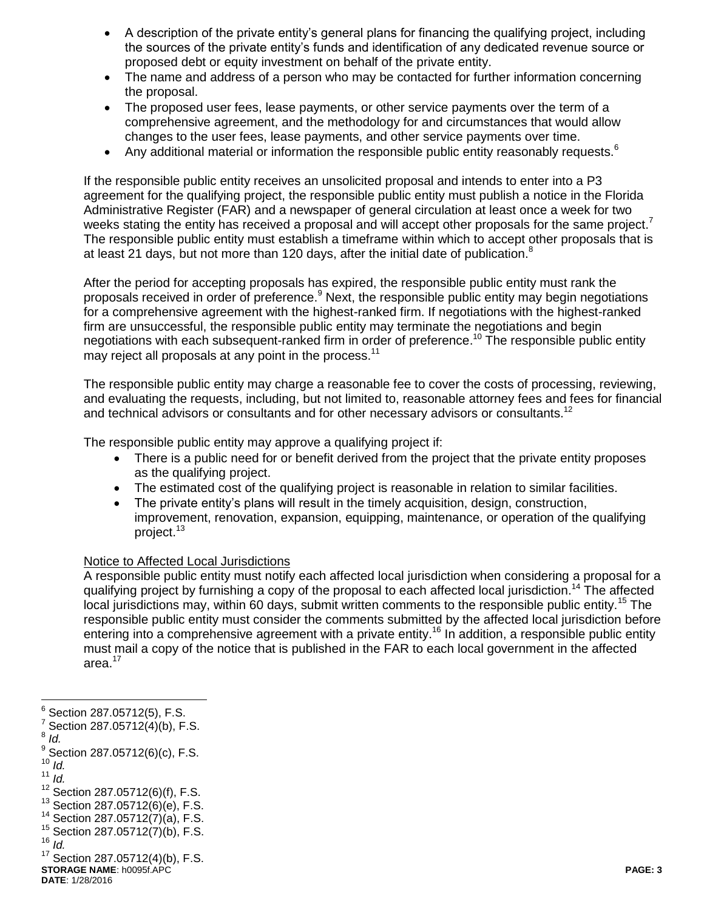- A description of the private entity's general plans for financing the qualifying project, including the sources of the private entity's funds and identification of any dedicated revenue source or proposed debt or equity investment on behalf of the private entity.
- The name and address of a person who may be contacted for further information concerning the proposal.
- The proposed user fees, lease payments, or other service payments over the term of a comprehensive agreement, and the methodology for and circumstances that would allow changes to the user fees, lease payments, and other service payments over time.
- Any additional material or information the responsible public entity reasonably requests.[6]

If the responsible public entity receives an unsolicited proposal and intends to enter into a P3 agreement for the qualifying project, the responsible public entity must publish a notice in the Florida Administrative Register (FAR) and a newspaper of general circulation at least once a week for two weeks stating the entity has received a proposal and will accept other proposals for the same project.[7] The responsible public entity must establish a timeframe within which to accept other proposals that is at least 21 days, but not more than 120 days, after the initial date of publication.[8]

After the period for accepting proposals has expired, the responsible public entity must rank the proposals received in order of preference.[9] Next, the responsible public entity may begin negotiations for a comprehensive agreement with the highest-ranked firm. If negotiations with the highest-ranked firm are unsuccessful, the responsible public entity may terminate the negotiations and begin negotiations with each subsequent-ranked firm in order of preference.[10] The responsible public entity may reject all proposals at any point in the process.[11]

The responsible public entity may charge a reasonable fee to cover the costs of processing, reviewing, and evaluating the requests, including, but not limited to, reasonable attorney fees and fees for financial and technical advisors or consultants and for other necessary advisors or consultants.[12]

The responsible public entity may approve a qualifying project if:

- There is a public need for or benefit derived from the project that the private entity proposes as the qualifying project.
- The estimated cost of the qualifying project is reasonable in relation to similar facilities.
- The private entity's plans will result in the timely acquisition, design, construction, improvement, renovation, expansion, equipping, maintenance, or operation of the qualifying project.[13]

Notice to Affected Local Jurisdictions

A responsible public entity must notify each affected local jurisdiction when considering a proposal for a qualifying project by furnishing a copy of the proposal to each affected local jurisdiction.[14] The affected local jurisdictions may, within 60 days, submit written comments to the responsible public entity.[15] The responsible public entity must consider the comments submitted by the affected local jurisdiction before entering into a comprehensive agreement with a private entity.[16] In addition, a responsible public entity must mail a copy of the notice that is published in the FAR to each local government in the affected area.[17]

---

[6] Section 287.05712(5), F.S.
[7] Section 287.05712(4)(b), F.S.
[8] *Id.*
[9] Section 287.05712(6)(c), F.S.
[10] *Id.*
[11] *Id.*
[12] Section 287.05712(6)(f), F.S.
[13] Section 287.05712(6)(e), F.S.
[14] Section 287.05712(7)(a), F.S.
[15] Section 287.05712(7)(b), F.S.
[16] *Id.*
[17] Section 287.05712(4)(b), F.S.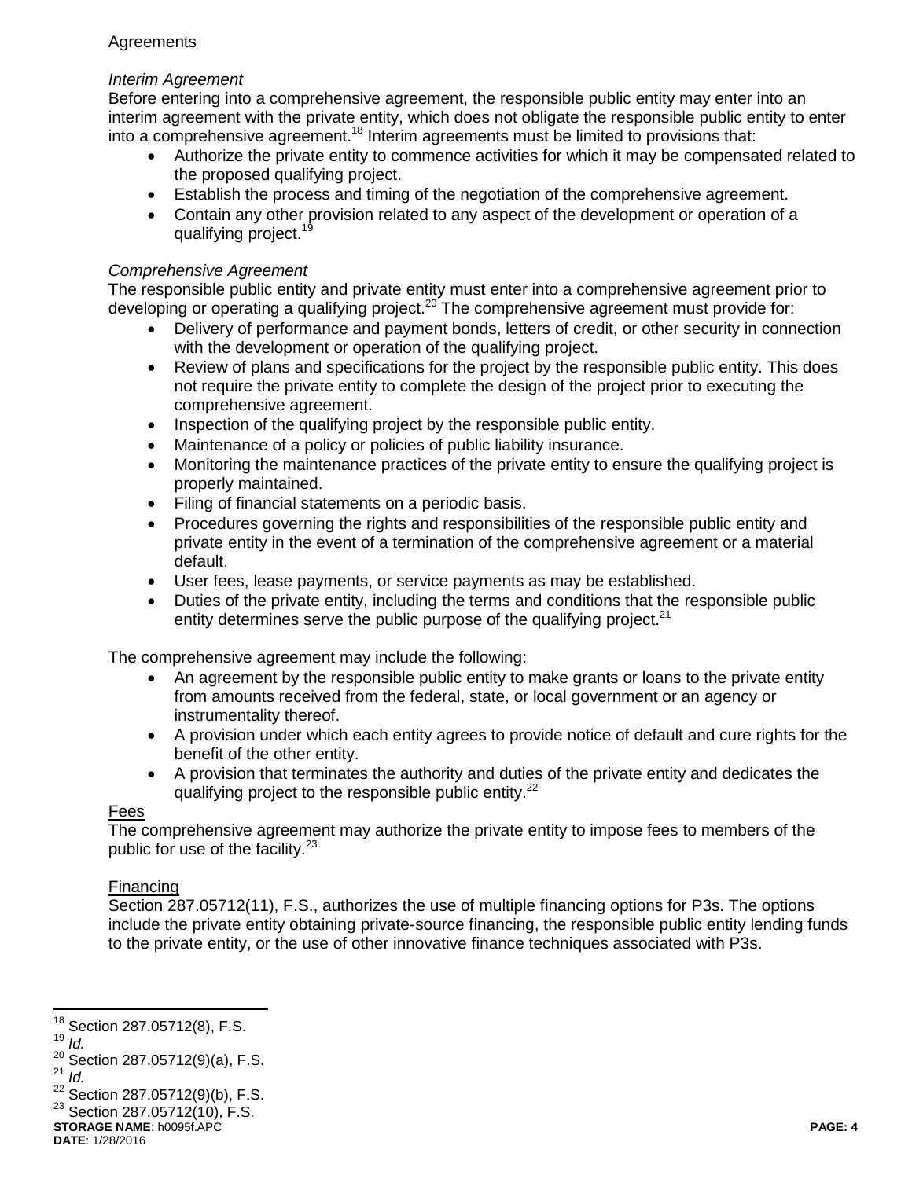Agreements

*Interim Agreement*
Before entering into a comprehensive agreement, the responsible public entity may enter into an interim agreement with the private entity, which does not obligate the responsible public entity to enter into a comprehensive agreement.[18] Interim agreements must be limited to provisions that:

- Authorize the private entity to commence activities for which it may be compensated related to the proposed qualifying project.
- Establish the process and timing of the negotiation of the comprehensive agreement.
- Contain any other provision related to any aspect of the development or operation of a qualifying project.[19]

*Comprehensive Agreement*
The responsible public entity and private entity must enter into a comprehensive agreement prior to developing or operating a qualifying project.[20] The comprehensive agreement must provide for:

- Delivery of performance and payment bonds, letters of credit, or other security in connection with the development or operation of the qualifying project.
- Review of plans and specifications for the project by the responsible public entity. This does not require the private entity to complete the design of the project prior to executing the comprehensive agreement.
- Inspection of the qualifying project by the responsible public entity.
- Maintenance of a policy or policies of public liability insurance.
- Monitoring the maintenance practices of the private entity to ensure the qualifying project is properly maintained.
- Filing of financial statements on a periodic basis.
- Procedures governing the rights and responsibilities of the responsible public entity and private entity in the event of a termination of the comprehensive agreement or a material default.
- User fees, lease payments, or service payments as may be established.
- Duties of the private entity, including the terms and conditions that the responsible public entity determines serve the public purpose of the qualifying project.[21]

The comprehensive agreement may include the following:

- An agreement by the responsible public entity to make grants or loans to the private entity from amounts received from the federal, state, or local government or an agency or instrumentality thereof.
- A provision under which each entity agrees to provide notice of default and cure rights for the benefit of the other entity.
- A provision that terminates the authority and duties of the private entity and dedicates the qualifying project to the responsible public entity.[22]

Fees
The comprehensive agreement may authorize the private entity to impose fees to members of the public for use of the facility.[23]

Financing
Section 287.05712(11), F.S., authorizes the use of multiple financing options for P3s. The options include the private entity obtaining private-source financing, the responsible public entity lending funds to the private entity, or the use of other innovative finance techniques associated with P3s.

[18] Section 287.05712(8), F.S.
[19] *Id.*
[20] Section 287.05712(9)(a), F.S.
[21] *Id.*
[22] Section 287.05712(9)(b), F.S.
[23] Section 287.05712(10), F.S.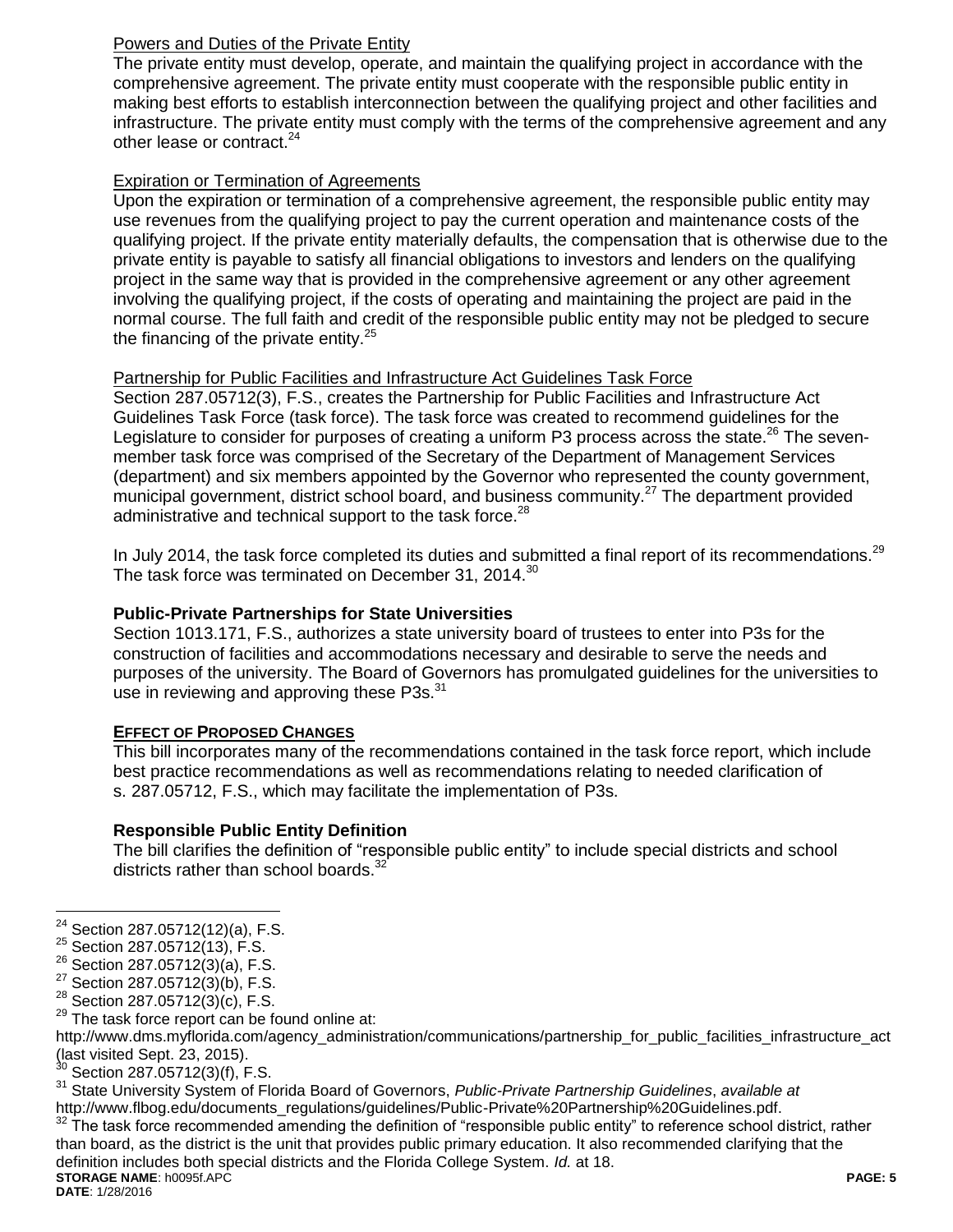Powers and Duties of the Private Entity

The private entity must develop, operate, and maintain the qualifying project in accordance with the comprehensive agreement. The private entity must cooperate with the responsible public entity in making best efforts to establish interconnection between the qualifying project and other facilities and infrastructure. The private entity must comply with the terms of the comprehensive agreement and any other lease or contract.[24]

Expiration or Termination of Agreements

Upon the expiration or termination of a comprehensive agreement, the responsible public entity may use revenues from the qualifying project to pay the current operation and maintenance costs of the qualifying project. If the private entity materially defaults, the compensation that is otherwise due to the private entity is payable to satisfy all financial obligations to investors and lenders on the qualifying project in the same way that is provided in the comprehensive agreement or any other agreement involving the qualifying project, if the costs of operating and maintaining the project are paid in the normal course. The full faith and credit of the responsible public entity may not be pledged to secure the financing of the private entity.[25]

Partnership for Public Facilities and Infrastructure Act Guidelines Task Force

Section 287.05712(3), F.S., creates the Partnership for Public Facilities and Infrastructure Act Guidelines Task Force (task force). The task force was created to recommend guidelines for the Legislature to consider for purposes of creating a uniform P3 process across the state.[26] The seven-member task force was comprised of the Secretary of the Department of Management Services (department) and six members appointed by the Governor who represented the county government, municipal government, district school board, and business community.[27] The department provided administrative and technical support to the task force.[28]

In July 2014, the task force completed its duties and submitted a final report of its recommendations.[29] The task force was terminated on December 31, 2014.[30]

**Public-Private Partnerships for State Universities**

Section 1013.171, F.S., authorizes a state university board of trustees to enter into P3s for the construction of facilities and accommodations necessary and desirable to serve the needs and purposes of the university. The Board of Governors has promulgated guidelines for the universities to use in reviewing and approving these P3s.[31]

**EFFECT OF PROPOSED CHANGES**

This bill incorporates many of the recommendations contained in the task force report, which include best practice recommendations as well as recommendations relating to needed clarification of s. 287.05712, F.S., which may facilitate the implementation of P3s.

**Responsible Public Entity Definition**

The bill clarifies the definition of "responsible public entity" to include special districts and school districts rather than school boards.[32]

---

[24] Section 287.05712(12)(a), F.S.

[25] Section 287.05712(13), F.S.

[26] Section 287.05712(3)(a), F.S.

[27] Section 287.05712(3)(b), F.S.

[28] Section 287.05712(3)(c), F.S.

[29] The task force report can be found online at: http://www.dms.myflorida.com/agency_administration/communications/partnership_for_public_facilities_infrastructure_act (last visited Sept. 23, 2015).

[30] Section 287.05712(3)(f), F.S.

[31] State University System of Florida Board of Governors, *Public-Private Partnership Guidelines*, *available at* http://www.flbog.edu/documents_regulations/guidelines/Public-Private%20Partnership%20Guidelines.pdf.

[32] The task force recommended amending the definition of "responsible public entity" to reference school district, rather than board, as the district is the unit that provides public primary education. It also recommended clarifying that the definition includes both special districts and the Florida College System. *Id.* at 18.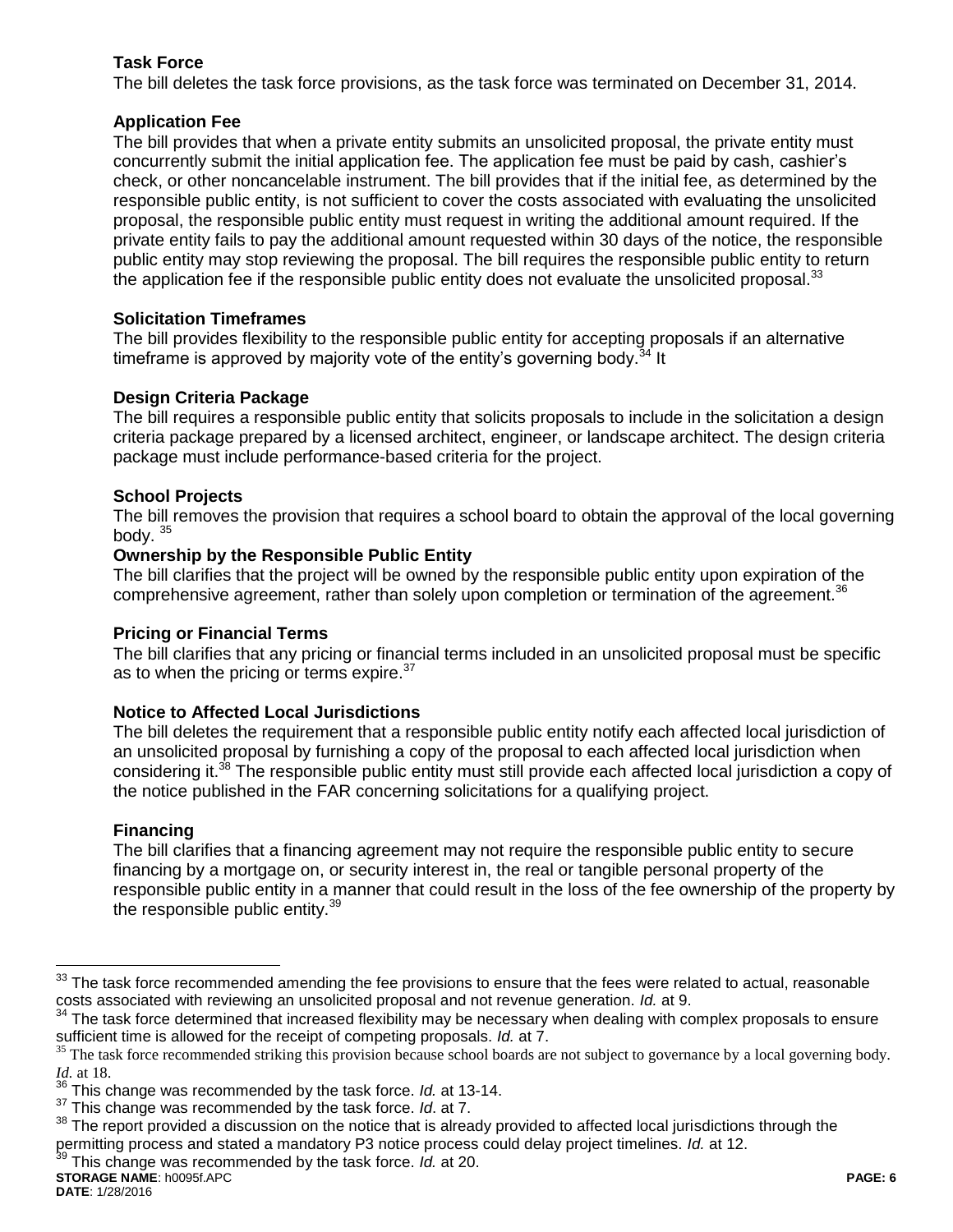### Task Force

The bill deletes the task force provisions, as the task force was terminated on December 31, 2014.

### Application Fee

The bill provides that when a private entity submits an unsolicited proposal, the private entity must concurrently submit the initial application fee. The application fee must be paid by cash, cashier's check, or other noncancelable instrument. The bill provides that if the initial fee, as determined by the responsible public entity, is not sufficient to cover the costs associated with evaluating the unsolicited proposal, the responsible public entity must request in writing the additional amount required. If the private entity fails to pay the additional amount requested within 30 days of the notice, the responsible public entity may stop reviewing the proposal. The bill requires the responsible public entity to return the application fee if the responsible public entity does not evaluate the unsolicited proposal.[33]

### Solicitation Timeframes

The bill provides flexibility to the responsible public entity for accepting proposals if an alternative timeframe is approved by majority vote of the entity's governing body.[34] It

### Design Criteria Package

The bill requires a responsible public entity that solicits proposals to include in the solicitation a design criteria package prepared by a licensed architect, engineer, or landscape architect. The design criteria package must include performance-based criteria for the project.

### School Projects

The bill removes the provision that requires a school board to obtain the approval of the local governing body. [35]

### Ownership by the Responsible Public Entity

The bill clarifies that the project will be owned by the responsible public entity upon expiration of the comprehensive agreement, rather than solely upon completion or termination of the agreement.[36]

### Pricing or Financial Terms

The bill clarifies that any pricing or financial terms included in an unsolicited proposal must be specific as to when the pricing or terms expire.[37]

### Notice to Affected Local Jurisdictions

The bill deletes the requirement that a responsible public entity notify each affected local jurisdiction of an unsolicited proposal by furnishing a copy of the proposal to each affected local jurisdiction when considering it.[38] The responsible public entity must still provide each affected local jurisdiction a copy of the notice published in the FAR concerning solicitations for a qualifying project.

### Financing

The bill clarifies that a financing agreement may not require the responsible public entity to secure financing by a mortgage on, or security interest in, the real or tangible personal property of the responsible public entity in a manner that could result in the loss of the fee ownership of the property by the responsible public entity.[39]

---

[33] The task force recommended amending the fee provisions to ensure that the fees were related to actual, reasonable costs associated with reviewing an unsolicited proposal and not revenue generation. *Id.* at 9.

[34] The task force determined that increased flexibility may be necessary when dealing with complex proposals to ensure sufficient time is allowed for the receipt of competing proposals. *Id.* at 7.

[35] The task force recommended striking this provision because school boards are not subject to governance by a local governing body. *Id.* at 18.

[36] This change was recommended by the task force. *Id.* at 13-14.

[37] This change was recommended by the task force. *Id*. at 7.

[38] The report provided a discussion on the notice that is already provided to affected local jurisdictions through the permitting process and stated a mandatory P3 notice process could delay project timelines. *Id.* at 12.

[39] This change was recommended by the task force. *Id.* at 20.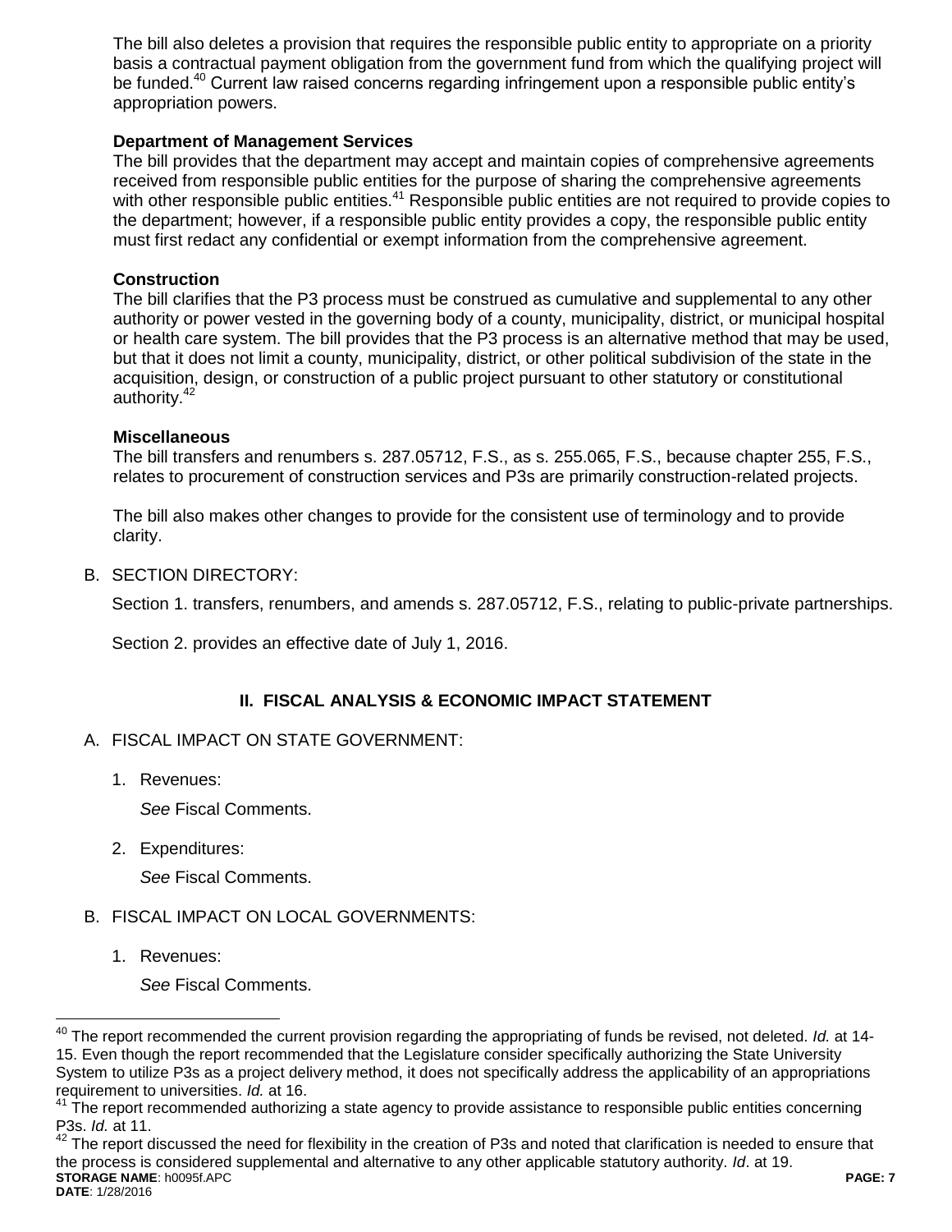The bill also deletes a provision that requires the responsible public entity to appropriate on a priority basis a contractual payment obligation from the government fund from which the qualifying project will be funded.[40] Current law raised concerns regarding infringement upon a responsible public entity's appropriation powers.

**Department of Management Services**

The bill provides that the department may accept and maintain copies of comprehensive agreements received from responsible public entities for the purpose of sharing the comprehensive agreements with other responsible public entities.[41] Responsible public entities are not required to provide copies to the department; however, if a responsible public entity provides a copy, the responsible public entity must first redact any confidential or exempt information from the comprehensive agreement.

**Construction**

The bill clarifies that the P3 process must be construed as cumulative and supplemental to any other authority or power vested in the governing body of a county, municipality, district, or municipal hospital or health care system. The bill provides that the P3 process is an alternative method that may be used, but that it does not limit a county, municipality, district, or other political subdivision of the state in the acquisition, design, or construction of a public project pursuant to other statutory or constitutional authority.[42]

**Miscellaneous**

The bill transfers and renumbers s. 287.05712, F.S., as s. 255.065, F.S., because chapter 255, F.S., relates to procurement of construction services and P3s are primarily construction-related projects.

The bill also makes other changes to provide for the consistent use of terminology and to provide clarity.

B. SECTION DIRECTORY:

Section 1. transfers, renumbers, and amends s. 287.05712, F.S., relating to public-private partnerships.

Section 2. provides an effective date of July 1, 2016.

## II. FISCAL ANALYSIS & ECONOMIC IMPACT STATEMENT

A. FISCAL IMPACT ON STATE GOVERNMENT:

1. Revenues:

   *See* Fiscal Comments.

2. Expenditures:

   *See* Fiscal Comments.

B. FISCAL IMPACT ON LOCAL GOVERNMENTS:

1. Revenues:

   *See* Fiscal Comments.

---

[40] The report recommended the current provision regarding the appropriating of funds be revised, not deleted. *Id.* at 14-15. Even though the report recommended that the Legislature consider specifically authorizing the State University System to utilize P3s as a project delivery method, it does not specifically address the applicability of an appropriations requirement to universities. *Id.* at 16.

[41] The report recommended authorizing a state agency to provide assistance to responsible public entities concerning P3s. *Id.* at 11.

[42] The report discussed the need for flexibility in the creation of P3s and noted that clarification is needed to ensure that the process is considered supplemental and alternative to any other applicable statutory authority. *Id*. at 19.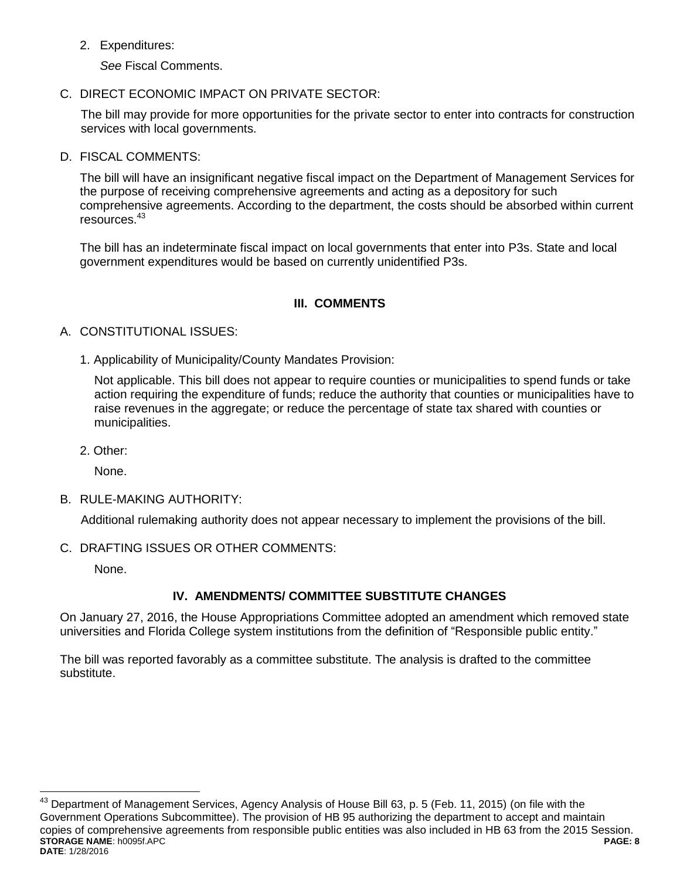2. Expenditures:

   *See* Fiscal Comments.

C. DIRECT ECONOMIC IMPACT ON PRIVATE SECTOR:

   The bill may provide for more opportunities for the private sector to enter into contracts for construction services with local governments.

D. FISCAL COMMENTS:

   The bill will have an insignificant negative fiscal impact on the Department of Management Services for the purpose of receiving comprehensive agreements and acting as a depository for such comprehensive agreements. According to the department, the costs should be absorbed within current resources.[43]

   The bill has an indeterminate fiscal impact on local governments that enter into P3s. State and local government expenditures would be based on currently unidentified P3s.

## III. COMMENTS

A. CONSTITUTIONAL ISSUES:

   1. Applicability of Municipality/County Mandates Provision:

      Not applicable. This bill does not appear to require counties or municipalities to spend funds or take action requiring the expenditure of funds; reduce the authority that counties or municipalities have to raise revenues in the aggregate; or reduce the percentage of state tax shared with counties or municipalities.

   2. Other:

      None.

B. RULE-MAKING AUTHORITY:

   Additional rulemaking authority does not appear necessary to implement the provisions of the bill.

C. DRAFTING ISSUES OR OTHER COMMENTS:

   None.

## IV. AMENDMENTS/ COMMITTEE SUBSTITUTE CHANGES

On January 27, 2016, the House Appropriations Committee adopted an amendment which removed state universities and Florida College system institutions from the definition of "Responsible public entity."

The bill was reported favorably as a committee substitute. The analysis is drafted to the committee substitute.

---

[43] Department of Management Services, Agency Analysis of House Bill 63, p. 5 (Feb. 11, 2015) (on file with the Government Operations Subcommittee). The provision of HB 95 authorizing the department to accept and maintain copies of comprehensive agreements from responsible public entities was also included in HB 63 from the 2015 Session.